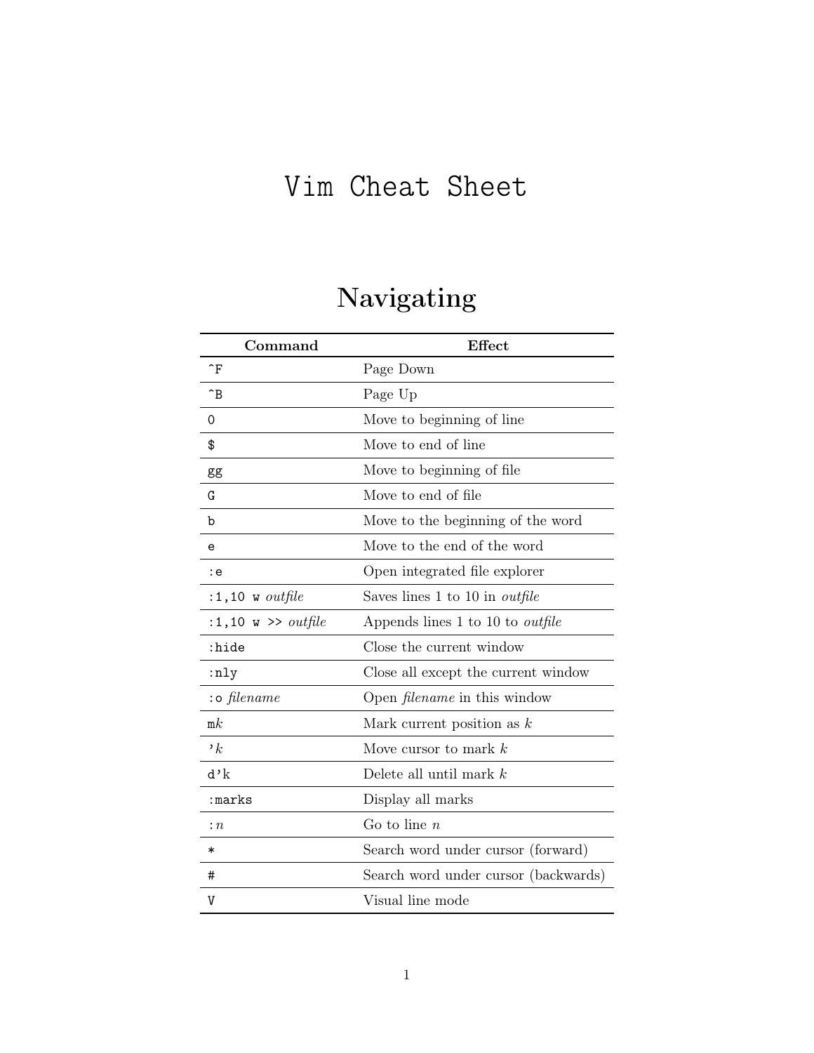# Vim Cheat Sheet

## Navigating

| Command | Effect |
| --- | --- |
| `^F` | Page Down |
| `^B` | Page Up |
| `0` | Move to beginning of line |
| `$` | Move to end of line |
| `gg` | Move to beginning of file |
| `G` | Move to end of file |
| `b` | Move to the beginning of the word |
| `e` | Move to the end of the word |
| `:e` | Open integrated file explorer |
| `:1,10 w` *outfile* | Saves lines 1 to 10 in *outfile* |
| `:1,10 w >>` *outfile* | Appends lines 1 to 10 to *outfile* |
| `:hide` | Close the current window |
| `:nly` | Close all except the current window |
| `:o` *filename* | Open *filename* in this window |
| `m`*k* | Mark current position as *k* |
| `'`*k* | Move cursor to mark *k* |
| `d'k` | Delete all until mark *k* |
| `:marks` | Display all marks |
| `:`*n* | Go to line *n* |
| `*` | Search word under cursor (forward) |
| `#` | Search word under cursor (backwards) |
| `V` | Visual line mode |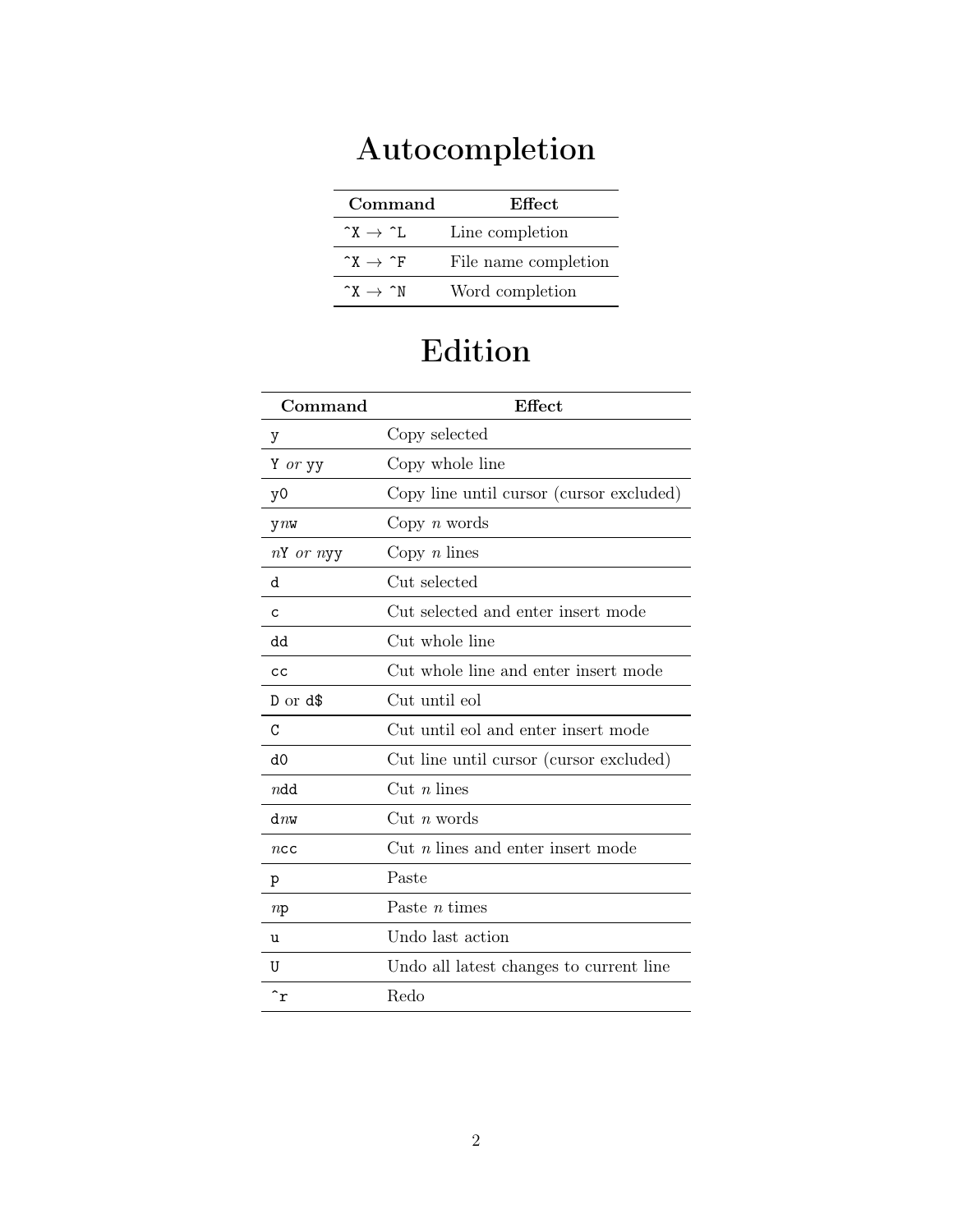# Autocompletion

| Command | Effect |
|---|---|
| `^X` → `^L` | Line completion |
| `^X` → `^F` | File name completion |
| `^X` → `^N` | Word completion |

# Edition

| Command | Effect |
|---|---|
| `y` | Copy selected |
| `Y` *or* `yy` | Copy whole line |
| `y0` | Copy line until cursor (cursor excluded) |
| `y`*n*`w` | Copy *n* words |
| *n*`Y` *or* *n*`yy` | Copy *n* lines |
| `d` | Cut selected |
| `c` | Cut selected and enter insert mode |
| `dd` | Cut whole line |
| `cc` | Cut whole line and enter insert mode |
| `D` or `d$` | Cut until eol |
| `C` | Cut until eol and enter insert mode |
| `d0` | Cut line until cursor (cursor excluded) |
| *n*`dd` | Cut *n* lines |
| `d`*n*`w` | Cut *n* words |
| *n*`cc` | Cut *n* lines and enter insert mode |
| `p` | Paste |
| *n*`p` | Paste *n* times |
| `u` | Undo last action |
| `U` | Undo all latest changes to current line |
| `^r` | Redo |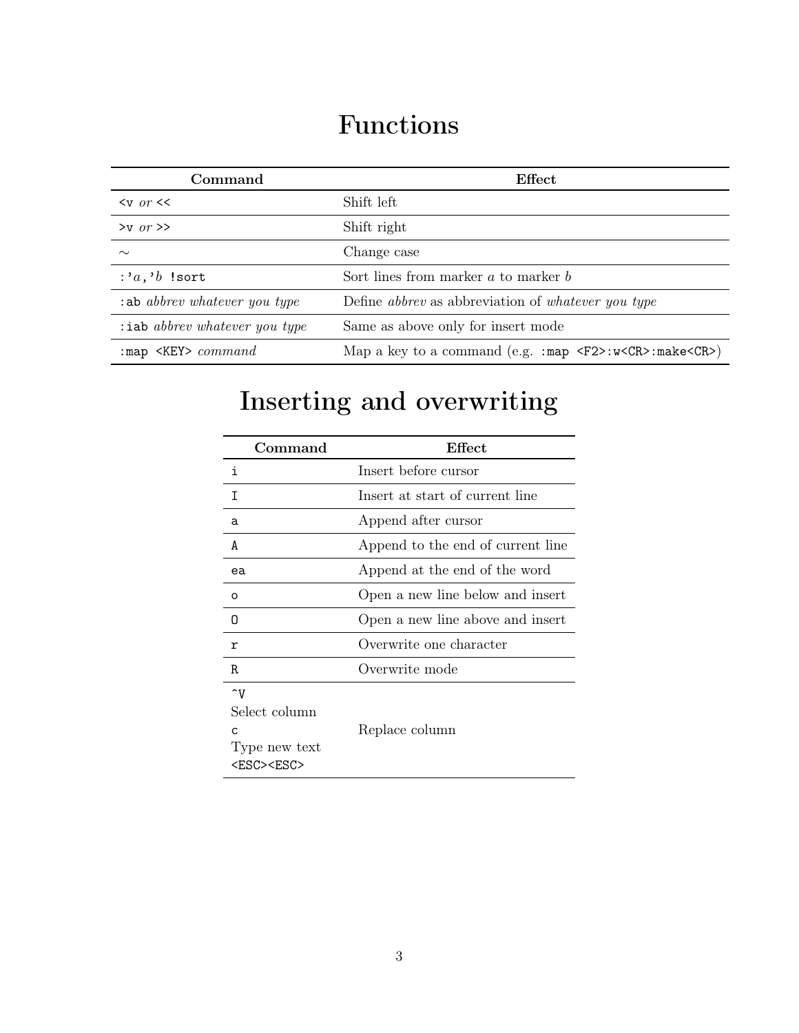# Functions

| Command | Effect |
| --- | --- |
| `<v` *or* `<<` | Shift left |
| `>v` *or* `>>` | Shift right |
| ~ | Change case |
| `:'`*a*`,'`*b* `!sort` | Sort lines from marker *a* to marker *b* |
| `:ab` *abbrev whatever you type* | Define *abbrev* as abbreviation of *whatever you type* |
| `:iab` *abbrev whatever you type* | Same as above only for insert mode |
| `:map <KEY>` *command* | Map a key to a command (e.g. `:map <F2>:w<CR>:make<CR>`) |

# Inserting and overwriting

| Command | Effect |
| --- | --- |
| `i` | Insert before cursor |
| `I` | Insert at start of current line |
| `a` | Append after cursor |
| `A` | Append to the end of current line |
| `ea` | Append at the end of the word |
| `o` | Open a new line below and insert |
| `O` | Open a new line above and insert |
| `r` | Overwrite one character |
| `R` | Overwrite mode |
| `^V`<br>Select column<br>`c`<br>Type new text<br>`<ESC><ESC>` | Replace column |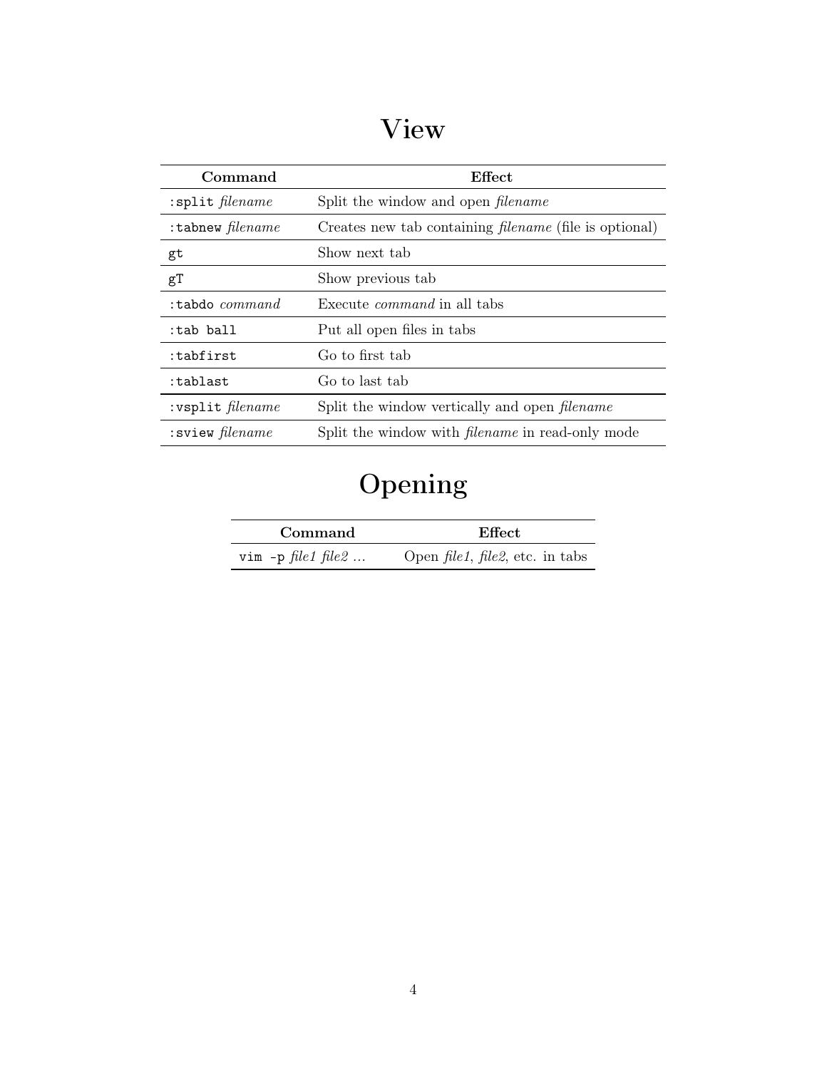# View

| Command | Effect |
|---|---|
| `:split` *filename* | Split the window and open *filename* |
| `:tabnew` *filename* | Creates new tab containing *filename* (file is optional) |
| `gt` | Show next tab |
| `gT` | Show previous tab |
| `:tabdo` *command* | Execute *command* in all tabs |
| `:tab ball` | Put all open files in tabs |
| `:tabfirst` | Go to first tab |
| `:tablast` | Go to last tab |
| `:vsplit` *filename* | Split the window vertically and open *filename* |
| `:sview` *filename* | Split the window with *filename* in read-only mode |

# Opening

| Command | Effect |
|---|---|
| `vim -p` *file1 file2 ...* | Open *file1*, *file2*, etc. in tabs |